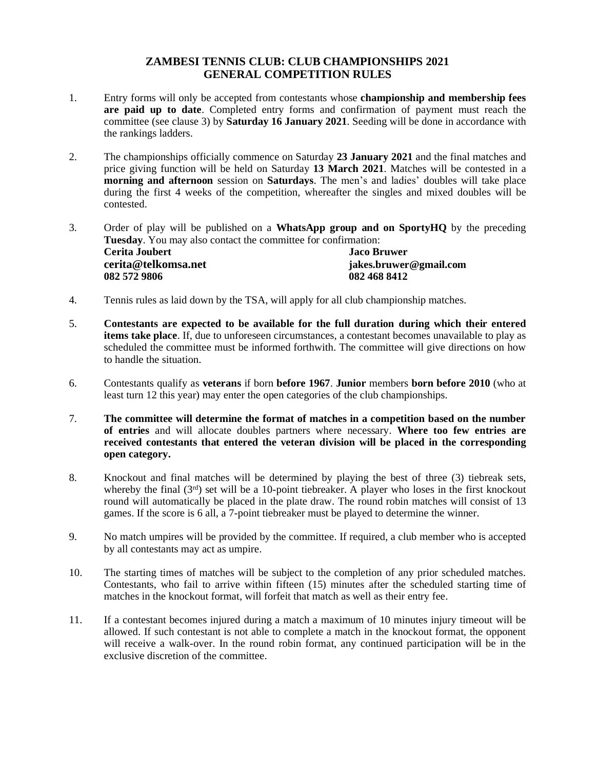# ZAMBESI TENNIS CLUB: CLUB CHAMPIONSHIPS 2021
# GENERAL COMPETITION RULES

1. Entry forms will only be accepted from contestants whose **championship and membership fees are paid up to date**. Completed entry forms and confirmation of payment must reach the committee (see clause 3) by **Saturday 16 January 2021**. Seeding will be done in accordance with the rankings ladders.

2. The championships officially commence on Saturday **23 January 2021** and the final matches and price giving function will be held on Saturday **13 March 2021**. Matches will be contested in a **morning and afternoon** session on **Saturdays**. The men's and ladies' doubles will take place during the first 4 weeks of the competition, whereafter the singles and mixed doubles will be contested.

3. Order of play will be published on a **WhatsApp group and on SportyHQ** by the preceding **Tuesday**. You may also contact the committee for confirmation:

   | | |
   |---|---|
   | **Cerita Joubert** | **Jaco Bruwer** |
   | **cerita@telkomsa.net** | **jakes.bruwer@gmail.com** |
   | **082 572 9806** | **082 468 8412** |

4. Tennis rules as laid down by the TSA, will apply for all club championship matches.

5. **Contestants are expected to be available for the full duration during which their entered items take place**. If, due to unforeseen circumstances, a contestant becomes unavailable to play as scheduled the committee must be informed forthwith. The committee will give directions on how to handle the situation.

6. Contestants qualify as **veterans** if born **before 1967**. **Junior** members **born before 2010** (who at least turn 12 this year) may enter the open categories of the club championships.

7. **The committee will determine the format of matches in a competition based on the number of entries** and will allocate doubles partners where necessary. **Where too few entries are received contestants that entered the veteran division will be placed in the corresponding open category.**

8. Knockout and final matches will be determined by playing the best of three (3) tiebreak sets, whereby the final (3rd) set will be a 10-point tiebreaker. A player who loses in the first knockout round will automatically be placed in the plate draw. The round robin matches will consist of 13 games. If the score is 6 all, a 7-point tiebreaker must be played to determine the winner.

9. No match umpires will be provided by the committee. If required, a club member who is accepted by all contestants may act as umpire.

10. The starting times of matches will be subject to the completion of any prior scheduled matches. Contestants, who fail to arrive within fifteen (15) minutes after the scheduled starting time of matches in the knockout format, will forfeit that match as well as their entry fee.

11. If a contestant becomes injured during a match a maximum of 10 minutes injury timeout will be allowed. If such contestant is not able to complete a match in the knockout format, the opponent will receive a walk-over. In the round robin format, any continued participation will be in the exclusive discretion of the committee.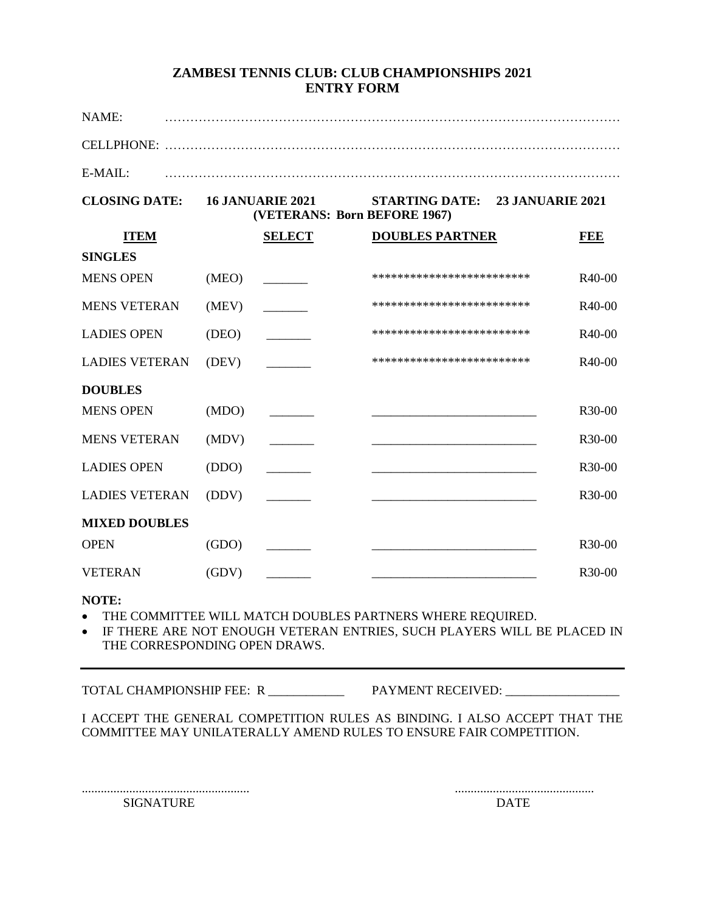# ZAMBESI TENNIS CLUB: CLUB CHAMPIONSHIPS 2021
## ENTRY FORM

NAME: ……………………………………………………………………………………………

CELLPHONE: ……………………………………………………………………………………………

E-MAIL: ……………………………………………………………………………………………

**CLOSING DATE:** **16 JANUARIE 2021** **STARTING DATE:** **23 JANUARIE 2021**

**(VETERANS: Born BEFORE 1967)**

| **ITEM** | | **SELECT** | **DOUBLES PARTNER** | **FEE** |
|---|---|---|---|---|
| **SINGLES** | | | | |
| MENS OPEN | (MEO) | _______ | ************************* | R40-00 |
| MENS VETERAN | (MEV) | _______ | ************************* | R40-00 |
| LADIES OPEN | (DEO) | _______ | ************************* | R40-00 |
| LADIES VETERAN | (DEV) | _______ | ************************* | R40-00 |
| **DOUBLES** | | | | |
| MENS OPEN | (MDO) | _______ | __________________________ | R30-00 |
| MENS VETERAN | (MDV) | _______ | __________________________ | R30-00 |
| LADIES OPEN | (DDO) | _______ | __________________________ | R30-00 |
| LADIES VETERAN | (DDV) | _______ | __________________________ | R30-00 |
| **MIXED DOUBLES** | | | | |
| OPEN | (GDO) | _______ | __________________________ | R30-00 |
| VETERAN | (GDV) | _______ | __________________________ | R30-00 |

**NOTE:**

- THE COMMITTEE WILL MATCH DOUBLES PARTNERS WHERE REQUIRED.
- IF THERE ARE NOT ENOUGH VETERAN ENTRIES, SUCH PLAYERS WILL BE PLACED IN THE CORRESPONDING OPEN DRAWS.

---

TOTAL CHAMPIONSHIP FEE: R ____________ PAYMENT RECEIVED: __________________

I ACCEPT THE GENERAL COMPETITION RULES AS BINDING. I ALSO ACCEPT THAT THE COMMITTEE MAY UNILATERALLY AMEND RULES TO ENSURE FAIR COMPETITION.

.................................................... ............................................

SIGNATURE DATE